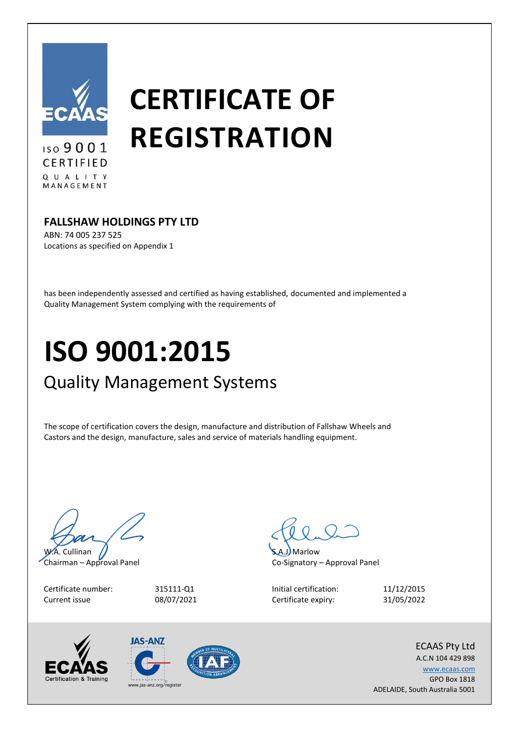ISO 9001
CERTIFIED
QUALITY
MANAGEMENT

# CERTIFICATE OF REGISTRATION

**FALLSHAW HOLDINGS PTY LTD**
ABN: 74 005 237 525
Locations as specified on Appendix 1

has been independently assessed and certified as having established, documented and implemented a Quality Management System complying with the requirements of

# ISO 9001:2015

## Quality Management Systems

The scope of certification covers the design, manufacture and distribution of Fallshaw Wheels and Castors and the design, manufacture, sales and service of materials handling equipment.

W.A. Cullinan
Chairman – Approval Panel

S.A.J. Marlow
Co-Signatory – Approval Panel

| | | | |
|---|---|---|---|
| Certificate number: | 315111-Q1 | Initial certification: | 11/12/2015 |
| Current issue | 08/07/2021 | Certificate expiry: | 31/05/2022 |

ECAAS Certification & Training

JAS-ANZ
www.jas-anz.org/register

ECAAS Pty Ltd
A.C.N 104 429 898
www.ecaas.com
GPO Box 1818
ADELAIDE, South Australia 5001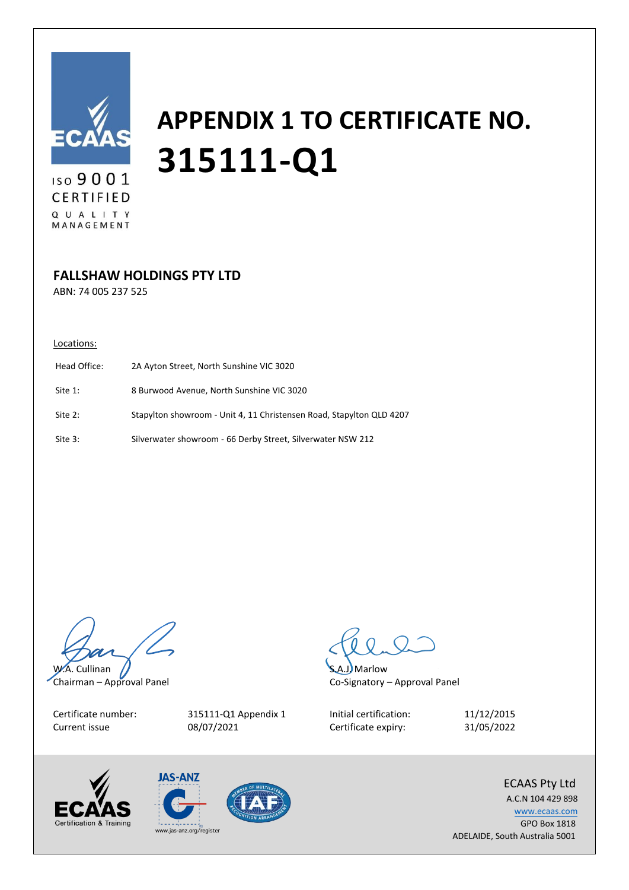ISO 9001 CERTIFIED QUALITY MANAGEMENT

# APPENDIX 1 TO CERTIFICATE NO. 315111-Q1

**FALLSHAW HOLDINGS PTY LTD**

ABN: 74 005 237 525

Locations:

| | |
|---|---|
| Head Office: | 2A Ayton Street, North Sunshine VIC 3020 |
| Site 1: | 8 Burwood Avenue, North Sunshine VIC 3020 |
| Site 2: | Stapylton showroom - Unit 4, 11 Christensen Road, Stapylton QLD 4207 |
| Site 3: | Silverwater showroom - 66 Derby Street, Silverwater NSW 212 |

W.A. Cullinan
Chairman – Approval Panel

S.A.J. Marlow
Co-Signatory – Approval Panel

| | | | |
|---|---|---|---|
| Certificate number: | 315111-Q1 Appendix 1 | Initial certification: | 11/12/2015 |
| Current issue | 08/07/2021 | Certificate expiry: | 31/05/2022 |

ECAAS Certification & Training

JAS-ANZ

www.jas-anz.org/register

ECAAS Pty Ltd
A.C.N 104 429 898
www.ecaas.com
GPO Box 1818
ADELAIDE, South Australia 5001